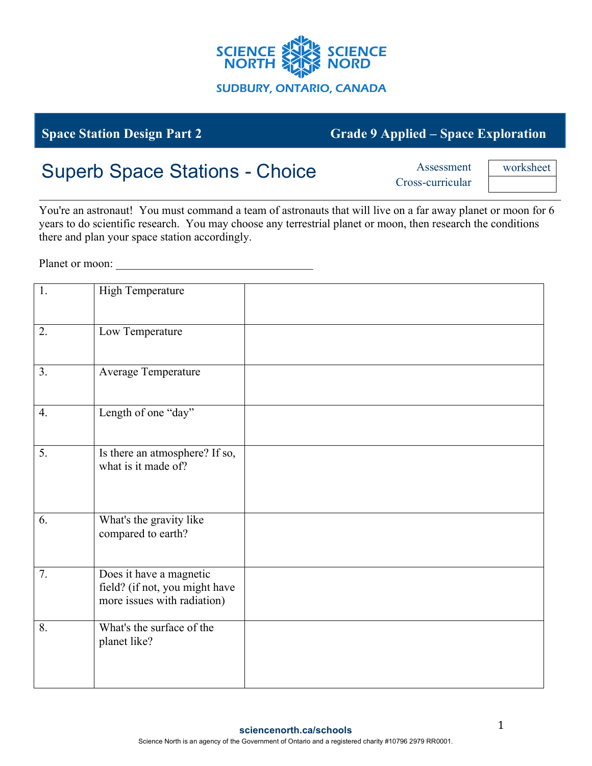**SCIENCE NORTH SCIENCE NORD**

**SUDBURY, ONTARIO, CANADA**

| **Space Station Design Part 2** | **Grade 9 Applied – Space Exploration** |
|---|---|

# Superb Space Stations - Choice

| | |
|---|---|
| Assessment | worksheet |
| Cross-curricular | |

You're an astronaut! You must command a team of astronauts that will live on a far away planet or moon for 6 years to do scientific research. You may choose any terrestrial planet or moon, then research the conditions there and plan your space station accordingly.

Planet or moon: ___________________________________

| | | |
|---|---|---|
| 1. | High Temperature | |
| 2. | Low Temperature | |
| 3. | Average Temperature | |
| 4. | Length of one "day" | |
| 5. | Is there an atmosphere? If so, what is it made of? | |
| 6. | What's the gravity like compared to earth? | |
| 7. | Does it have a magnetic field? (if not, you might have more issues with radiation) | |
| 8. | What's the surface of the planet like? | |

**sciencenorth.ca/schools**

Science North is an agency of the Government of Ontario and a registered charity #10796 2979 RR0001.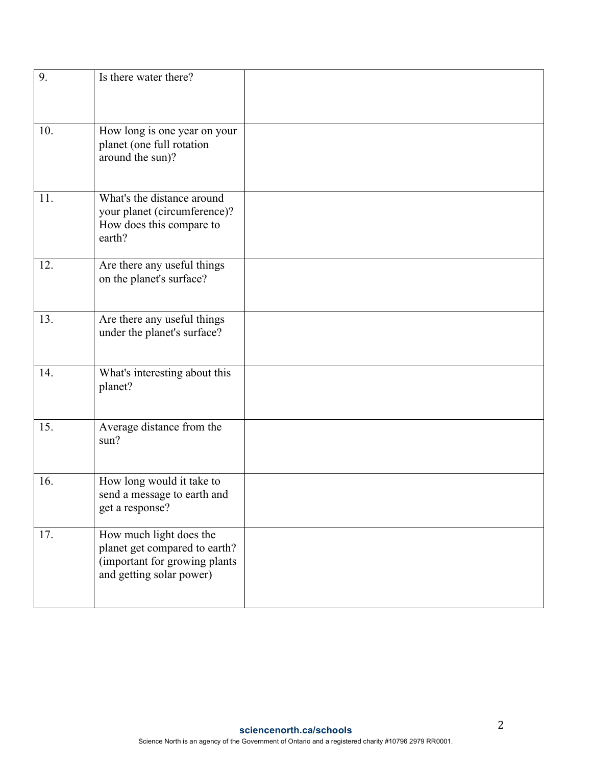| | | |
|---|---|---|
| 9. | Is there water there? | |
| 10. | How long is one year on your planet (one full rotation around the sun)? | |
| 11. | What's the distance around your planet (circumference)? How does this compare to earth? | |
| 12. | Are there any useful things on the planet's surface? | |
| 13. | Are there any useful things under the planet's surface? | |
| 14. | What's interesting about this planet? | |
| 15. | Average distance from the sun? | |
| 16. | How long would it take to send a message to earth and get a response? | |
| 17. | How much light does the planet get compared to earth? (important for growing plants and getting solar power) | |